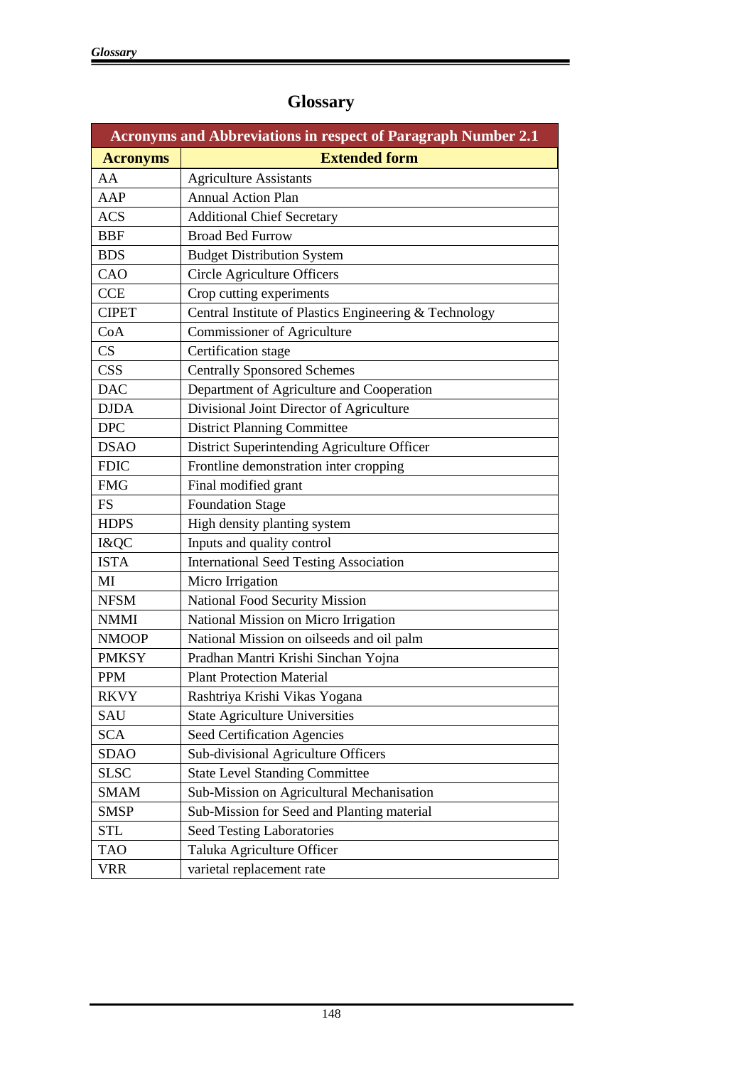# Glossary

| Acronyms and Abbreviations in respect of Paragraph Number 2.1 | |
|---|---|
| **Acronyms** | **Extended form** |
| AA | Agriculture Assistants |
| AAP | Annual Action Plan |
| ACS | Additional Chief Secretary |
| BBF | Broad Bed Furrow |
| BDS | Budget Distribution System |
| CAO | Circle Agriculture Officers |
| CCE | Crop cutting experiments |
| CIPET | Central Institute of Plastics Engineering & Technology |
| CoA | Commissioner of Agriculture |
| CS | Certification stage |
| CSS | Centrally Sponsored Schemes |
| DAC | Department of Agriculture and Cooperation |
| DJDA | Divisional Joint Director of Agriculture |
| DPC | District Planning Committee |
| DSAO | District Superintending Agriculture Officer |
| FDIC | Frontline demonstration inter cropping |
| FMG | Final modified grant |
| FS | Foundation Stage |
| HDPS | High density planting system |
| I&QC | Inputs and quality control |
| ISTA | International Seed Testing Association |
| MI | Micro Irrigation |
| NFSM | National Food Security Mission |
| NMMI | National Mission on Micro Irrigation |
| NMOOP | National Mission on oilseeds and oil palm |
| PMKSY | Pradhan Mantri Krishi Sinchan Yojna |
| PPM | Plant Protection Material |
| RKVY | Rashtriya Krishi Vikas Yogana |
| SAU | State Agriculture Universities |
| SCA | Seed Certification Agencies |
| SDAO | Sub-divisional Agriculture Officers |
| SLSC | State Level Standing Committee |
| SMAM | Sub-Mission on Agricultural Mechanisation |
| SMSP | Sub-Mission for Seed and Planting material |
| STL | Seed Testing Laboratories |
| TAO | Taluka Agriculture Officer |
| VRR | varietal replacement rate |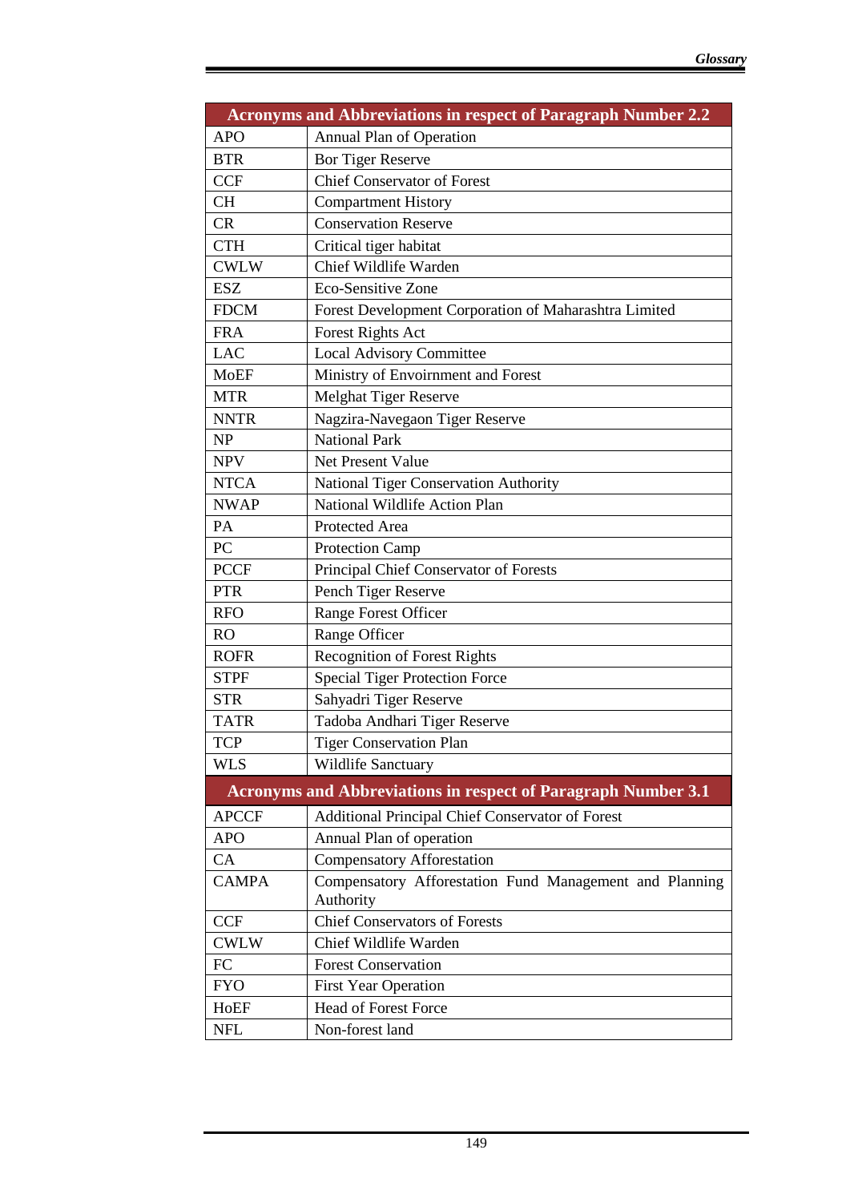| Acronyms and Abbreviations in respect of Paragraph Number 2.2 | |
|---|---|
| APO | Annual Plan of Operation |
| BTR | Bor Tiger Reserve |
| CCF | Chief Conservator of Forest |
| CH | Compartment History |
| CR | Conservation Reserve |
| CTH | Critical tiger habitat |
| CWLW | Chief Wildlife Warden |
| ESZ | Eco-Sensitive Zone |
| FDCM | Forest Development Corporation of Maharashtra Limited |
| FRA | Forest Rights Act |
| LAC | Local Advisory Committee |
| MoEF | Ministry of Envoirnment and Forest |
| MTR | Melghat Tiger Reserve |
| NNTR | Nagzira-Navegaon Tiger Reserve |
| NP | National Park |
| NPV | Net Present Value |
| NTCA | National Tiger Conservation Authority |
| NWAP | National Wildlife Action Plan |
| PA | Protected Area |
| PC | Protection Camp |
| PCCF | Principal Chief Conservator of Forests |
| PTR | Pench Tiger Reserve |
| RFO | Range Forest Officer |
| RO | Range Officer |
| ROFR | Recognition of Forest Rights |
| STPF | Special Tiger Protection Force |
| STR | Sahyadri Tiger Reserve |
| TATR | Tadoba Andhari Tiger Reserve |
| TCP | Tiger Conservation Plan |
| WLS | Wildlife Sanctuary |

| Acronyms and Abbreviations in respect of Paragraph Number 3.1 | |
|---|---|
| APCCF | Additional Principal Chief Conservator of Forest |
| APO | Annual Plan of operation |
| CA | Compensatory Afforestation |
| CAMPA | Compensatory Afforestation Fund Management and Planning Authority |
| CCF | Chief Conservators of Forests |
| CWLW | Chief Wildlife Warden |
| FC | Forest Conservation |
| FYO | First Year Operation |
| HoEF | Head of Forest Force |
| NFL | Non-forest land |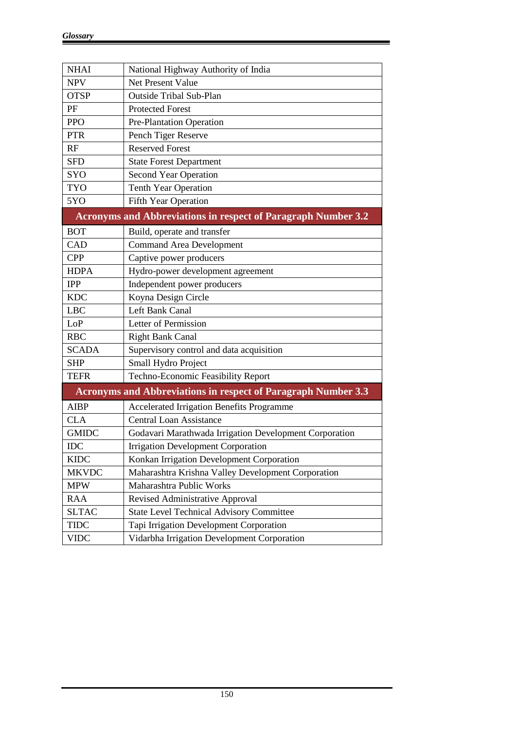| | |
|---|---|
| NHAI | National Highway Authority of India |
| NPV | Net Present Value |
| OTSP | Outside Tribal Sub-Plan |
| PF | Protected Forest |
| PPO | Pre-Plantation Operation |
| PTR | Pench Tiger Reserve |
| RF | Reserved Forest |
| SFD | State Forest Department |
| SYO | Second Year Operation |
| TYO | Tenth Year Operation |
| 5YO | Fifth Year Operation |
| **Acronyms and Abbreviations in respect of Paragraph Number 3.2** | |
| BOT | Build, operate and transfer |
| CAD | Command Area Development |
| CPP | Captive power producers |
| HDPA | Hydro-power development agreement |
| IPP | Independent power producers |
| KDC | Koyna Design Circle |
| LBC | Left Bank Canal |
| LoP | Letter of Permission |
| RBC | Right Bank Canal |
| SCADA | Supervisory control and data acquisition |
| SHP | Small Hydro Project |
| TEFR | Techno-Economic Feasibility Report |
| **Acronyms and Abbreviations in respect of Paragraph Number 3.3** | |
| AIBP | Accelerated Irrigation Benefits Programme |
| CLA | Central Loan Assistance |
| GMIDC | Godavari Marathwada Irrigation Development Corporation |
| IDC | Irrigation Development Corporation |
| KIDC | Konkan Irrigation Development Corporation |
| MKVDC | Maharashtra Krishna Valley Development Corporation |
| MPW | Maharashtra Public Works |
| RAA | Revised Administrative Approval |
| SLTAC | State Level Technical Advisory Committee |
| TIDC | Tapi Irrigation Development Corporation |
| VIDC | Vidarbha Irrigation Development Corporation |